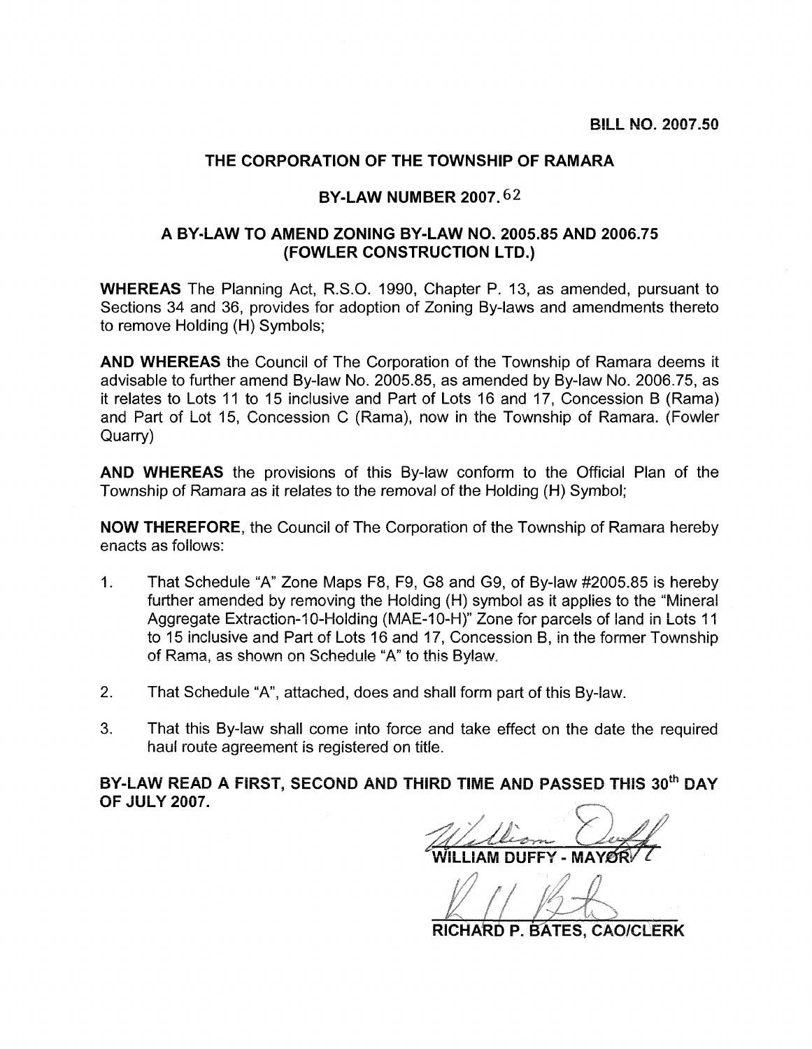**BILL NO. 2007.50**

# THE CORPORATION OF THE TOWNSHIP OF RAMARA

## BY-LAW NUMBER 2007.62

## A BY-LAW TO AMEND ZONING BY-LAW NO. 2005.85 AND 2006.75 (FOWLER CONSTRUCTION LTD.)

**WHEREAS** The Planning Act, R.S.O. 1990, Chapter P. 13, as amended, pursuant to Sections 34 and 36, provides for adoption of Zoning By-laws and amendments thereto to remove Holding (H) Symbols;

**AND WHEREAS** the Council of The Corporation of the Township of Ramara deems it advisable to further amend By-law No. 2005.85, as amended by By-law No. 2006.75, as it relates to Lots 11 to 15 inclusive and Part of Lots 16 and 17, Concession B (Rama) and Part of Lot 15, Concession C (Rama), now in the Township of Ramara. (Fowler Quarry)

**AND WHEREAS** the provisions of this By-law conform to the Official Plan of the Township of Ramara as it relates to the removal of the Holding (H) Symbol;

**NOW THEREFORE**, the Council of The Corporation of the Township of Ramara hereby enacts as follows:

1. That Schedule "A" Zone Maps F8, F9, G8 and G9, of By-law #2005.85 is hereby further amended by removing the Holding (H) symbol as it applies to the "Mineral Aggregate Extraction-10-Holding (MAE-10-H)" Zone for parcels of land in Lots 11 to 15 inclusive and Part of Lots 16 and 17, Concession B, in the former Township of Rama, as shown on Schedule "A" to this Bylaw.

2. That Schedule "A", attached, does and shall form part of this By-law.

3. That this By-law shall come into force and take effect on the date the required haul route agreement is registered on title.

**BY-LAW READ A FIRST, SECOND AND THIRD TIME AND PASSED THIS 30th DAY OF JULY 2007.**

WILLIAM DUFFY - MAYOR

RICHARD P. BATES, CAO/CLERK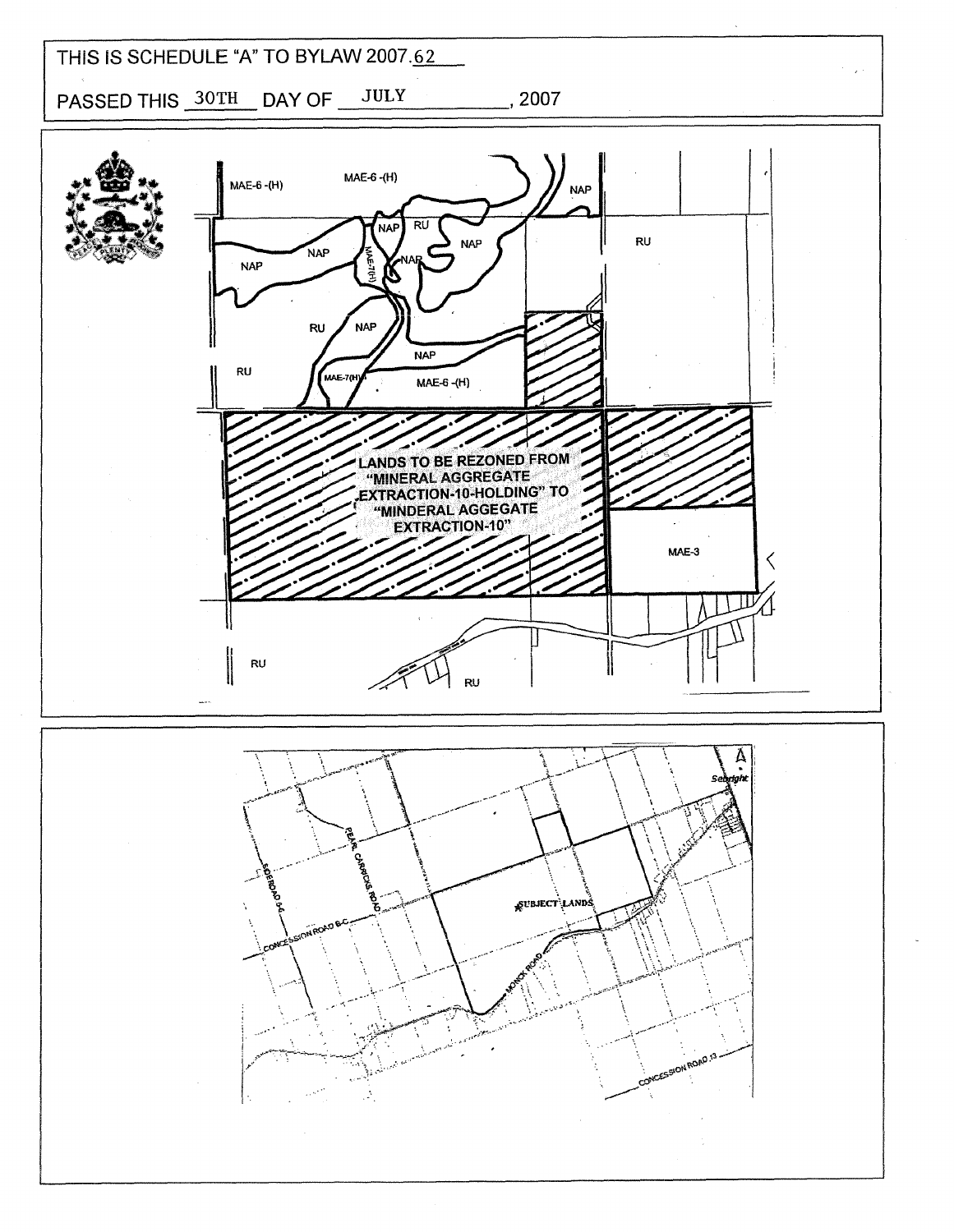THIS IS SCHEDULE "A" TO BYLAW 2007.62

PASSED THIS 30TH DAY OF JULY, 2007

MAE-6 -(H)

MAE-6 -(H)

NAP

NAP

RU

NAP

RU

NAP

NAP

MAE-7(H)

NAP

RU

NAP

NAP

RU

MAE-7(H)

MAE-6 -(H)

LANDS TO BE REZONED FROM "MINERAL AGGREGATE EXTRACTION-10-HOLDING" TO "MINDERAL AGGEGATE EXTRACTION-10"

MAE-3

RU

RU

Seabright

PEARL CARRICKS ROAD

SIDEROAD 6-6

CONCESSION ROAD 6-C

SUBJECT LANDS

MONCK ROAD

CONCESSION ROAD 13